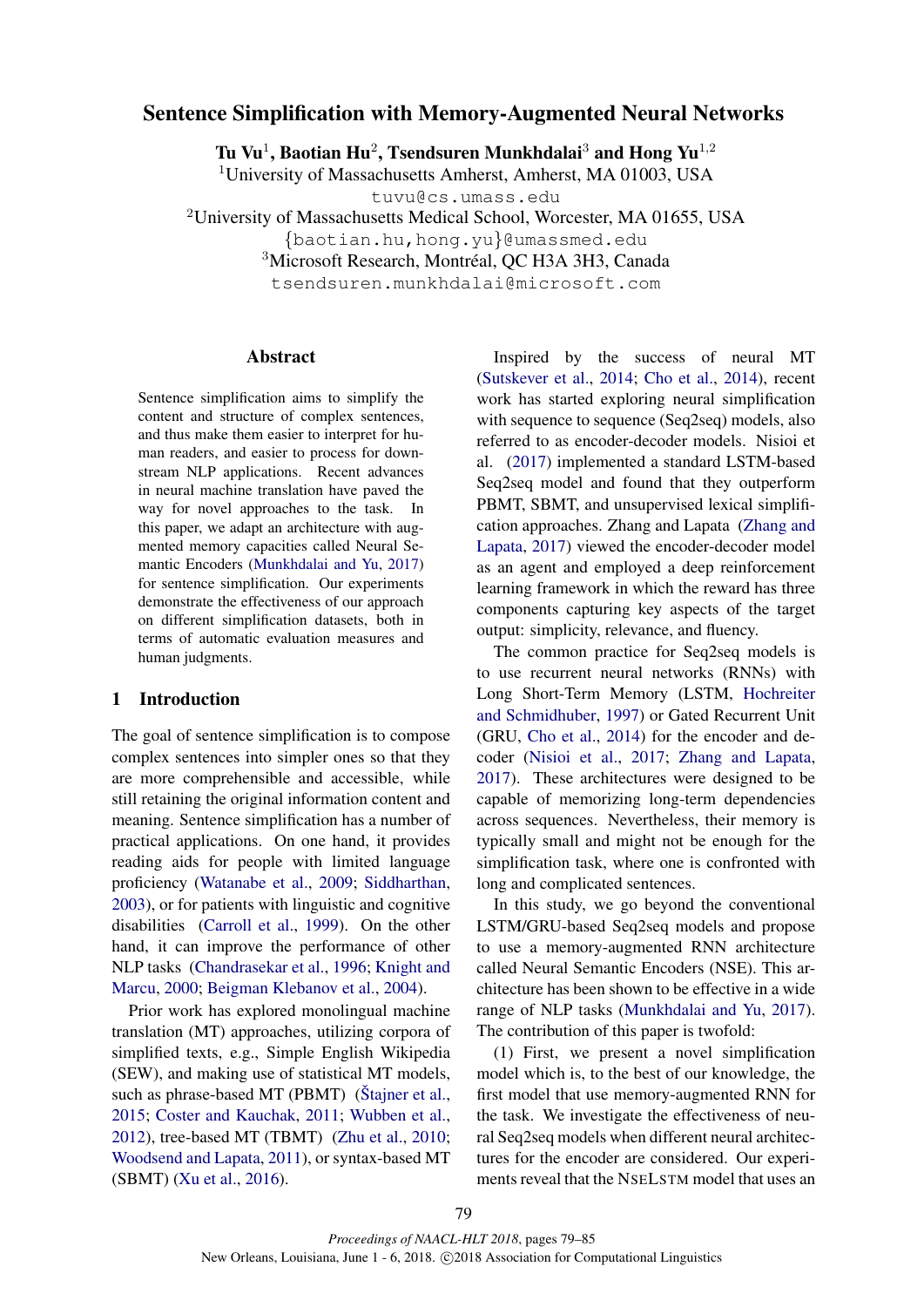# Sentence Simplification with Memory-Augmented Neural Networks

**Tu Vu**[1], **Baotian Hu**[2], **Tsendsuren Munkhdalai**[3] **and Hong Yu**[1,2]

[1]University of Massachusetts Amherst, Amherst, MA 01003, USA
tuvu@cs.umass.edu

[2]University of Massachusetts Medical School, Worcester, MA 01655, USA
{baotian.hu,hong.yu}@umassmed.edu

[3]Microsoft Research, Montréal, QC H3A 3H3, Canada
tsendsuren.munkhdalai@microsoft.com

## Abstract

Sentence simplification aims to simplify the content and structure of complex sentences, and thus make them easier to interpret for human readers, and easier to process for downstream NLP applications. Recent advances in neural machine translation have paved the way for novel approaches to the task. In this paper, we adapt an architecture with augmented memory capacities called Neural Semantic Encoders (Munkhdalai and Yu, 2017) for sentence simplification. Our experiments demonstrate the effectiveness of our approach on different simplification datasets, both in terms of automatic evaluation measures and human judgments.

## 1 Introduction

The goal of sentence simplification is to compose complex sentences into simpler ones so that they are more comprehensible and accessible, while still retaining the original information content and meaning. Sentence simplification has a number of practical applications. On one hand, it provides reading aids for people with limited language proficiency (Watanabe et al., 2009; Siddharthan, 2003), or for patients with linguistic and cognitive disabilities (Carroll et al., 1999). On the other hand, it can improve the performance of other NLP tasks (Chandrasekar et al., 1996; Knight and Marcu, 2000; Beigman Klebanov et al., 2004).

Prior work has explored monolingual machine translation (MT) approaches, utilizing corpora of simplified texts, e.g., Simple English Wikipedia (SEW), and making use of statistical MT models, such as phrase-based MT (PBMT) (Štajner et al., 2015; Coster and Kauchak, 2011; Wubben et al., 2012), tree-based MT (TBMT) (Zhu et al., 2010; Woodsend and Lapata, 2011), or syntax-based MT (SBMT) (Xu et al., 2016).

Inspired by the success of neural MT (Sutskever et al., 2014; Cho et al., 2014), recent work has started exploring neural simplification with sequence to sequence (Seq2seq) models, also referred to as encoder-decoder models. Nisioi et al. (2017) implemented a standard LSTM-based Seq2seq model and found that they outperform PBMT, SBMT, and unsupervised lexical simplification approaches. Zhang and Lapata (Zhang and Lapata, 2017) viewed the encoder-decoder model as an agent and employed a deep reinforcement learning framework in which the reward has three components capturing key aspects of the target output: simplicity, relevance, and fluency.

The common practice for Seq2seq models is to use recurrent neural networks (RNNs) with Long Short-Term Memory (LSTM, Hochreiter and Schmidhuber, 1997) or Gated Recurrent Unit (GRU, Cho et al., 2014) for the encoder and decoder (Nisioi et al., 2017; Zhang and Lapata, 2017). These architectures were designed to be capable of memorizing long-term dependencies across sequences. Nevertheless, their memory is typically small and might not be enough for the simplification task, where one is confronted with long and complicated sentences.

In this study, we go beyond the conventional LSTM/GRU-based Seq2seq models and propose to use a memory-augmented RNN architecture called Neural Semantic Encoders (NSE). This architecture has been shown to be effective in a wide range of NLP tasks (Munkhdalai and Yu, 2017). The contribution of this paper is twofold:

(1) First, we present a novel simplification model which is, to the best of our knowledge, the first model that use memory-augmented RNN for the task. We investigate the effectiveness of neural Seq2seq models when different neural architectures for the encoder are considered. Our experiments reveal that the NseLstm model that uses an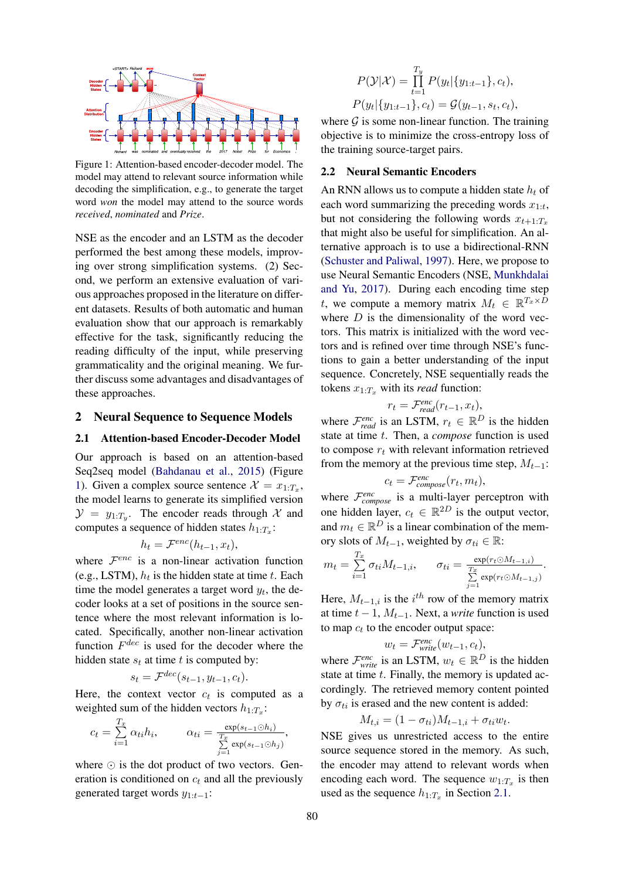Figure 1: Attention-based encoder-decoder model. The model may attend to relevant source information while decoding the simplification, e.g., to generate the target word *won* the model may attend to the source words *received*, *nominated* and *Prize*.

NSE as the encoder and an LSTM as the decoder performed the best among these models, improving over strong simplification systems. (2) Second, we perform an extensive evaluation of various approaches proposed in the literature on different datasets. Results of both automatic and human evaluation show that our approach is remarkably effective for the task, significantly reducing the reading difficulty of the input, while preserving grammaticality and the original meaning. We further discuss some advantages and disadvantages of these approaches.

## 2 Neural Sequence to Sequence Models

### 2.1 Attention-based Encoder-Decoder Model

Our approach is based on an attention-based Seq2seq model (Bahdanau et al., 2015) (Figure 1). Given a complex source sentence $\mathcal{X} = x_{1:T_x}$, the model learns to generate its simplified version $\mathcal{Y} = y_{1:T_y}$. The encoder reads through $\mathcal{X}$ and computes a sequence of hidden states $h_{1:T_x}$:

$$h_t = \mathcal{F}^{enc}(h_{t-1}, x_t),$$

where $\mathcal{F}^{enc}$ is a non-linear activation function (e.g., LSTM), $h_t$ is the hidden state at time $t$. Each time the model generates a target word $y_t$, the decoder looks at a set of positions in the source sentence where the most relevant information is located. Specifically, another non-linear activation function $F^{dec}$ is used for the decoder where the hidden state $s_t$ at time $t$ is computed by:

$$s_t = \mathcal{F}^{dec}(s_{t-1}, y_{t-1}, c_t).$$

Here, the context vector $c_t$ is computed as a weighted sum of the hidden vectors $h_{1:T_x}$:

$$c_t = \sum_{i=1}^{T_x} \alpha_{ti} h_i, \qquad \alpha_{ti} = \frac{\exp(s_{t-1} \odot h_i)}{\sum_{j=1}^{T_x} \exp(s_{t-1} \odot h_j)},$$

where $\odot$ is the dot product of two vectors. Generation is conditioned on $c_t$ and all the previously generated target words $y_{1:t-1}$:

$$P(\mathcal{Y}|\mathcal{X}) = \prod_{t=1}^{T_y} P(y_t|\{y_{1:t-1}\}, c_t),$$

$$P(y_t|\{y_{1:t-1}\}, c_t) = \mathcal{G}(y_{t-1}, s_t, c_t),$$

where $\mathcal{G}$ is some non-linear function. The training objective is to minimize the cross-entropy loss of the training source-target pairs.

### 2.2 Neural Semantic Encoders

An RNN allows us to compute a hidden state $h_t$ of each word summarizing the preceding words $x_{1:t}$, but not considering the following words $x_{t+1:T_x}$ that might also be useful for simplification. An alternative approach is to use a bidirectional-RNN (Schuster and Paliwal, 1997). Here, we propose to use Neural Semantic Encoders (NSE, Munkhdalai and Yu, 2017). During each encoding time step $t$, we compute a memory matrix $M_t \in \mathbb{R}^{T_x \times D}$ where $D$ is the dimensionality of the word vectors. This matrix is initialized with the word vectors and is refined over time through NSE's functions to gain a better understanding of the input sequence. Concretely, NSE sequentially reads the tokens $x_{1:T_x}$ with its *read* function:

$$r_t = \mathcal{F}^{enc}_{read}(r_{t-1}, x_t),$$

where $\mathcal{F}^{enc}_{read}$ is an LSTM, $r_t \in \mathbb{R}^D$ is the hidden state at time $t$. Then, a *compose* function is used to compose $r_t$ with relevant information retrieved from the memory at the previous time step, $M_{t-1}$:

$$c_t = \mathcal{F}^{enc}_{compose}(r_t, m_t),$$

where $\mathcal{F}^{enc}_{compose}$ is a multi-layer perceptron with one hidden layer, $c_t \in \mathbb{R}^{2D}$ is the output vector, and $m_t \in \mathbb{R}^D$ is a linear combination of the memory slots of $M_{t-1}$, weighted by $\sigma_{ti} \in \mathbb{R}$:

$$m_t = \sum_{i=1}^{T_x} \sigma_{ti} M_{t-1,i}, \qquad \sigma_{ti} = \frac{\exp(r_t \odot M_{t-1,i})}{\sum_{j=1}^{T_x} \exp(r_t \odot M_{t-1,j})}.$$

Here, $M_{t-1,i}$ is the $i^{th}$ row of the memory matrix at time $t-1$, $M_{t-1}$. Next, a *write* function is used to map $c_t$ to the encoder output space:

$$w_t = \mathcal{F}^{enc}_{write}(w_{t-1}, c_t),$$

where $\mathcal{F}^{enc}_{write}$ is an LSTM, $w_t \in \mathbb{R}^D$ is the hidden state at time $t$. Finally, the memory is updated accordingly. The retrieved memory content pointed by $\sigma_{ti}$ is erased and the new content is added:

$$M_{t,i} = (1 - \sigma_{ti}) M_{t-1,i} + \sigma_{ti} w_t.$$

NSE gives us unrestricted access to the entire source sequence stored in the memory. As such, the encoder may attend to relevant words when encoding each word. The sequence $w_{1:T_x}$ is then used as the sequence $h_{1:T_x}$ in Section 2.1.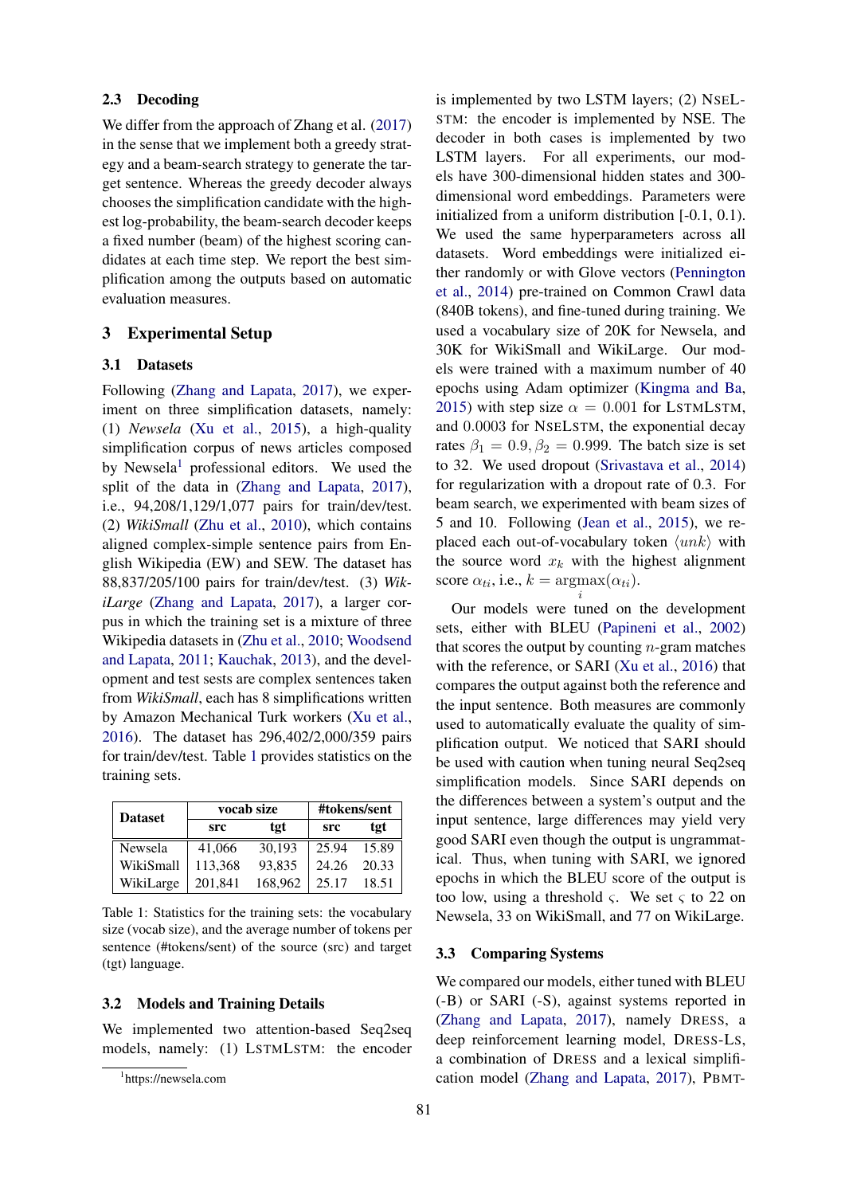### 2.3 Decoding

We differ from the approach of Zhang et al. (2017) in the sense that we implement both a greedy strategy and a beam-search strategy to generate the target sentence. Whereas the greedy decoder always chooses the simplification candidate with the highest log-probability, the beam-search decoder keeps a fixed number (beam) of the highest scoring candidates at each time step. We report the best simplification among the outputs based on automatic evaluation measures.

## 3 Experimental Setup

### 3.1 Datasets

Following (Zhang and Lapata, 2017), we experiment on three simplification datasets, namely: (1) *Newsela* (Xu et al., 2015), a high-quality simplification corpus of news articles composed by Newsela[1] professional editors. We used the split of the data in (Zhang and Lapata, 2017), i.e., 94,208/1,129/1,077 pairs for train/dev/test. (2) *WikiSmall* (Zhu et al., 2010), which contains aligned complex-simple sentence pairs from English Wikipedia (EW) and SEW. The dataset has 88,837/205/100 pairs for train/dev/test. (3) *WikiLarge* (Zhang and Lapata, 2017), a larger corpus in which the training set is a mixture of three Wikipedia datasets in (Zhu et al., 2010; Woodsend and Lapata, 2011; Kauchak, 2013), and the development and test sests are complex sentences taken from *WikiSmall*, each has 8 simplifications written by Amazon Mechanical Turk workers (Xu et al., 2016). The dataset has 296,402/2,000/359 pairs for train/dev/test. Table 1 provides statistics on the training sets.

| Dataset | vocab size | | #tokens/sent | |
|---|---|---|---|---|
| | src | tgt | src | tgt |
| Newsela | 41,066 | 30,193 | 25.94 | 15.89 |
| WikiSmall | 113,368 | 93,835 | 24.26 | 20.33 |
| WikiLarge | 201,841 | 168,962 | 25.17 | 18.51 |

Table 1: Statistics for the training sets: the vocabulary size (vocab size), and the average number of tokens per sentence (#tokens/sent) of the source (src) and target (tgt) language.

### 3.2 Models and Training Details

We implemented two attention-based Seq2seq models, namely: (1) LSTMLSTM: the encoder is implemented by two LSTM layers; (2) NSELSTM: the encoder is implemented by NSE. The decoder in both cases is implemented by two LSTM layers. For all experiments, our models have 300-dimensional hidden states and 300-dimensional word embeddings. Parameters were initialized from a uniform distribution [-0.1, 0.1). We used the same hyperparameters across all datasets. Word embeddings were initialized either randomly or with Glove vectors (Pennington et al., 2014) pre-trained on Common Crawl data (840B tokens), and fine-tuned during training. We used a vocabulary size of 20K for Newsela, and 30K for WikiSmall and WikiLarge. Our models were trained with a maximum number of 40 epochs using Adam optimizer (Kingma and Ba, 2015) with step size $\alpha = 0.001$ for LSTMLSTM, and 0.0003 for NSELSTM, the exponential decay rates $\beta_1 = 0.9, \beta_2 = 0.999$. The batch size is set to 32. We used dropout (Srivastava et al., 2014) for regularization with a dropout rate of 0.3. For beam search, we experimented with beam sizes of 5 and 10. Following (Jean et al., 2015), we replaced each out-of-vocabulary token $\langle unk \rangle$ with the source word $x_k$ with the highest alignment score $\alpha_{ti}$, i.e., $k = \underset{i}{\text{argmax}}(\alpha_{ti})$.

Our models were tuned on the development sets, either with BLEU (Papineni et al., 2002) that scores the output by counting $n$-gram matches with the reference, or SARI (Xu et al., 2016) that compares the output against both the reference and the input sentence. Both measures are commonly used to automatically evaluate the quality of simplification output. We noticed that SARI should be used with caution when tuning neural Seq2seq simplification models. Since SARI depends on the differences between a system's output and the input sentence, large differences may yield very good SARI even though the output is ungrammatical. Thus, when tuning with SARI, we ignored epochs in which the BLEU score of the output is too low, using a threshold $\varsigma$. We set $\varsigma$ to 22 on Newsela, 33 on WikiSmall, and 77 on WikiLarge.

### 3.3 Comparing Systems

We compared our models, either tuned with BLEU (-B) or SARI (-S), against systems reported in (Zhang and Lapata, 2017), namely DRESS, a deep reinforcement learning model, DRESS-LS, a combination of DRESS and a lexical simplification model (Zhang and Lapata, 2017), PBMT-

[1] https://newsela.com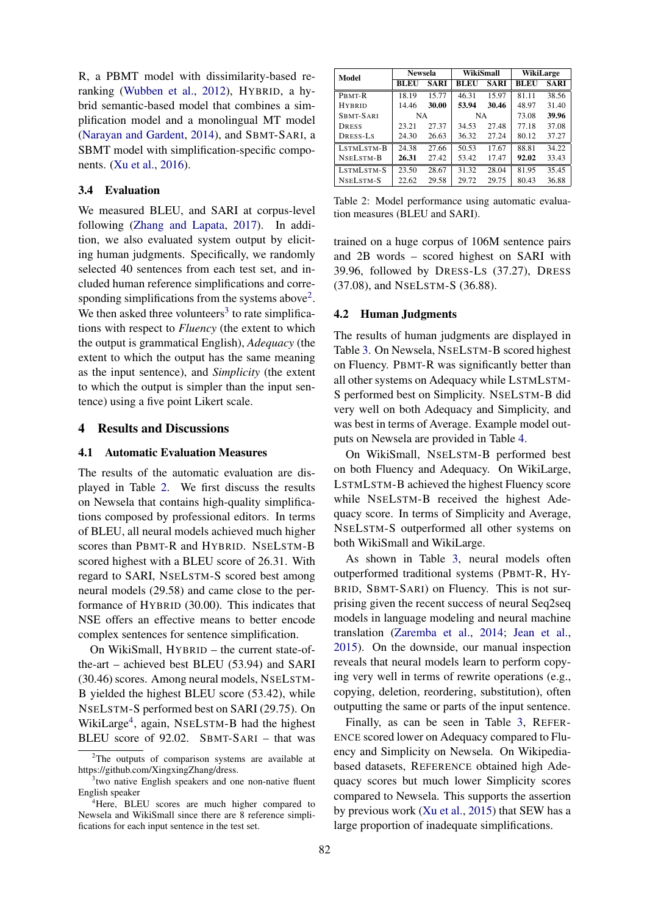R, a PBMT model with dissimilarity-based re-ranking (Wubben et al., 2012), HYBRID, a hybrid semantic-based model that combines a simplification model and a monolingual MT model (Narayan and Gardent, 2014), and SBMT-SARI, a SBMT model with simplification-specific components. (Xu et al., 2016).

### 3.4 Evaluation

We measured BLEU, and SARI at corpus-level following (Zhang and Lapata, 2017). In addition, we also evaluated system output by eliciting human judgments. Specifically, we randomly selected 40 sentences from each test set, and included human reference simplifications and corresponding simplifications from the systems above[2]. We then asked three volunteers[3] to rate simplifications with respect to *Fluency* (the extent to which the output is grammatical English), *Adequacy* (the extent to which the output has the same meaning as the input sentence), and *Simplicity* (the extent to which the output is simpler than the input sentence) using a five point Likert scale.

## 4 Results and Discussions

### 4.1 Automatic Evaluation Measures

The results of the automatic evaluation are displayed in Table 2. We first discuss the results on Newsela that contains high-quality simplifications composed by professional editors. In terms of BLEU, all neural models achieved much higher scores than PBMT-R and HYBRID. NSELSTM-B scored highest with a BLEU score of 26.31. With regard to SARI, NSELSTM-S scored best among neural models (29.58) and came close to the performance of HYBRID (30.00). This indicates that NSE offers an effective means to better encode complex sentences for sentence simplification.

On WikiSmall, HYBRID – the current state-of-the-art – achieved best BLEU (53.94) and SARI (30.46) scores. Among neural models, NSELSTM-B yielded the highest BLEU score (53.42), while NSELSTM-S performed best on SARI (29.75). On WikiLarge[4], again, NSELSTM-B had the highest BLEU score of 92.02. SBMT-SARI – that was trained on a huge corpus of 106M sentence pairs and 2B words – scored highest on SARI with 39.96, followed by DRESS-LS (37.27), DRESS (37.08), and NSELSTM-S (36.88).

| Model | Newsela | | WikiSmall | | WikiLarge | |
|---|---|---|---|---|---|---|
| | BLEU | SARI | BLEU | SARI | BLEU | SARI |
| PBMT-R | 18.19 | 15.77 | 46.31 | 15.97 | 81.11 | 38.56 |
| HYBRID | 14.46 | **30.00** | **53.94** | **30.46** | 48.97 | 31.40 |
| SBMT-SARI | NA | | NA | | 73.08 | **39.96** |
| DRESS | 23.21 | 27.37 | 34.53 | 27.48 | 77.18 | 37.08 |
| DRESS-LS | 24.30 | 26.63 | 36.32 | 27.24 | 80.12 | 37.27 |
| LSTMLSTM-B | 24.38 | 27.66 | 50.53 | 17.67 | 88.81 | 34.22 |
| NSELSTM-B | **26.31** | 27.42 | 53.42 | 17.47 | **92.02** | 33.43 |
| LSTMLSTM-S | 23.50 | 28.67 | 31.32 | 28.04 | 81.95 | 35.45 |
| NSELSTM-S | 22.62 | 29.58 | 29.72 | 29.75 | 80.43 | 36.88 |

Table 2: Model performance using automatic evaluation measures (BLEU and SARI).

### 4.2 Human Judgments

The results of human judgments are displayed in Table 3. On Newsela, NSELSTM-B scored highest on Fluency. PBMT-R was significantly better than all other systems on Adequacy while LSTMLSTM-S performed best on Simplicity. NSELSTM-B did very well on both Adequacy and Simplicity, and was best in terms of Average. Example model outputs on Newsela are provided in Table 4.

On WikiSmall, NSELSTM-B performed best on both Fluency and Adequacy. On WikiLarge, LSTMLSTM-B achieved the highest Fluency score while NSELSTM-B received the highest Adequacy score. In terms of Simplicity and Average, NSELSTM-S outperformed all other systems on both WikiSmall and WikiLarge.

As shown in Table 3, neural models often outperformed traditional systems (PBMT-R, HYBRID, SBMT-SARI) on Fluency. This is not surprising given the recent success of neural Seq2seq models in language modeling and neural machine translation (Zaremba et al., 2014; Jean et al., 2015). On the downside, our manual inspection reveals that neural models learn to perform copying very well in terms of rewrite operations (e.g., copying, deletion, reordering, substitution), often outputting the same or parts of the input sentence.

Finally, as can be seen in Table 3, REFERENCE scored lower on Adequacy compared to Fluency and Simplicity on Newsela. On Wikipedia-based datasets, REFERENCE obtained high Adequacy scores but much lower Simplicity scores compared to Newsela. This supports the assertion by previous work (Xu et al., 2015) that SEW has a large proportion of inadequate simplifications.

[2] The outputs of comparison systems are available at https://github.com/XingxingZhang/dress.

[3] two native English speakers and one non-native fluent English speaker

[4] Here, BLEU scores are much higher compared to Newsela and WikiSmall since there are 8 reference simplifications for each input sentence in the test set.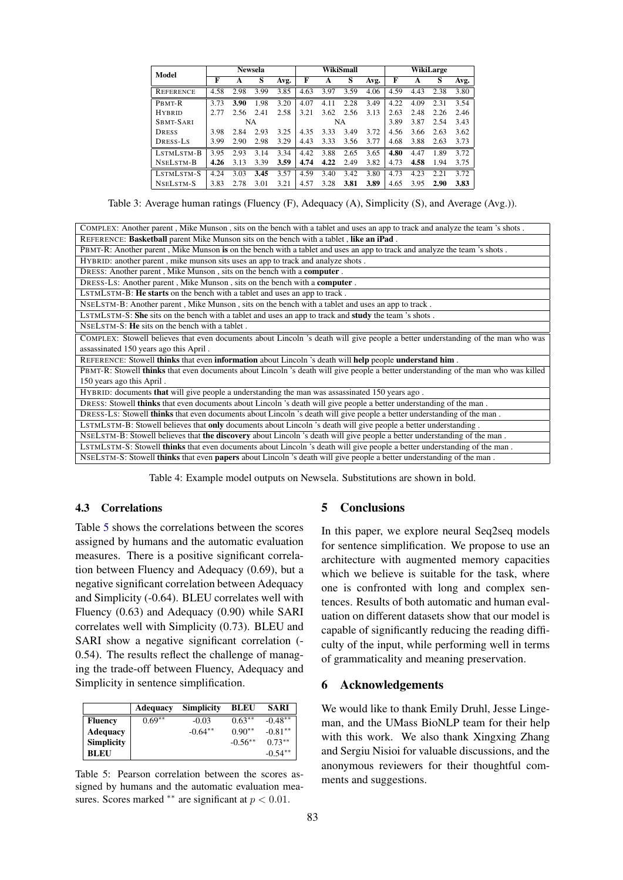| Model | Newsela | | | | WikiSmall | | | | WikiLarge | | | |
|---|---|---|---|---|---|---|---|---|---|---|---|---|
| | F | A | S | Avg. | F | A | S | Avg. | F | A | S | Avg. |
| REFERENCE | 4.58 | 2.98 | 3.99 | 3.85 | 4.63 | 3.97 | 3.59 | 4.06 | 4.59 | 4.43 | 2.38 | 3.80 |
| PBMT-R | 3.73 | **3.90** | 1.98 | 3.20 | 4.07 | 4.11 | 2.28 | 3.49 | 4.22 | 4.09 | 2.31 | 3.54 |
| HYBRID | 2.77 | 2.56 | 2.41 | 2.58 | 3.21 | 3.62 | 2.56 | 3.13 | 2.63 | 2.48 | 2.26 | 2.46 |
| SBMT-SARI | NA | | | | NA | | | | 3.89 | 3.87 | 2.54 | 3.43 |
| DRESS | 3.98 | 2.84 | 2.93 | 3.25 | 4.35 | 3.33 | 3.49 | 3.72 | 4.56 | 3.66 | 2.63 | 3.62 |
| DRESS-LS | 3.99 | 2.90 | 2.98 | 3.29 | 4.43 | 3.33 | 3.56 | 3.77 | 4.68 | 3.88 | 2.63 | 3.73 |
| LSTMLSTM-B | 3.95 | 2.93 | 3.14 | 3.34 | 4.42 | 3.88 | 2.65 | 3.65 | **4.80** | 4.47 | 1.89 | 3.72 |
| NSELSTM-B | **4.26** | 3.13 | 3.39 | **3.59** | **4.74** | **4.22** | 2.49 | 3.82 | 4.73 | **4.58** | 1.94 | 3.75 |
| LSTMLSTM-S | 4.24 | 3.03 | **3.45** | 3.57 | 4.59 | 3.40 | 3.42 | 3.80 | 4.73 | 4.23 | 2.21 | 3.72 |
| NSELSTM-S | 3.83 | 2.78 | 3.01 | 3.21 | 4.57 | 3.28 | **3.81** | **3.89** | 4.65 | 3.95 | **2.90** | **3.83** |

Table 3: Average human ratings (Fluency (F), Adequacy (A), Simplicity (S), and Average (Avg.)).

| |
|---|
| COMPLEX: Another parent , Mike Munson , sits on the bench with a tablet and uses an app to track and analyze the team 's shots . |
| REFERENCE: **Basketball** parent Mike Munson sits on the bench with a tablet , **like an iPad** . |
| PBMT-R: Another parent , Mike Munson **is** on the bench with a tablet and uses an app to track and analyze the team 's shots . |
| HYBRID: another parent , mike munson sits uses an app to track and analyze shots . |
| DRESS: Another parent , Mike Munson , sits on the bench with a **computer** . |
| DRESS-LS: Another parent , Mike Munson , sits on the bench with a **computer** . |
| LSTMLSTM-B: **He starts** on the bench with a tablet and uses an app to track . |
| NSELSTM-B: Another parent , Mike Munson , sits on the bench with a tablet and uses an app to track . |
| LSTMLSTM-S: **She** sits on the bench with a tablet and uses an app to track and **study** the team 's shots . |
| NSELSTM-S: **He** sits on the bench with a tablet . |
| COMPLEX: Stowell believes that even documents about Lincoln 's death will give people a better understanding of the man who was assassinated 150 years ago this April . |
| REFERENCE: Stowell **thinks** that even **information** about Lincoln 's death will **help** people **understand him** . |
| PBMT-R: Stowell **thinks** that even documents about Lincoln 's death will give people a better understanding of the man who was killed 150 years ago this April . |
| HYBRID: documents **that** will give people a understanding the man was assassinated 150 years ago . |
| DRESS: Stowell **thinks** that even documents about Lincoln 's death will give people a better understanding of the man . |
| DRESS-LS: Stowell **thinks** that even documents about Lincoln 's death will give people a better understanding of the man . |
| LSTMLSTM-B: Stowell believes that **only** documents about Lincoln 's death will give people a better understanding . |
| NSELSTM-B: Stowell believes that **the discovery** about Lincoln 's death will give people a better understanding of the man . |
| LSTMLSTM-S: Stowell **thinks** that even documents about Lincoln 's death will give people a better understanding of the man . |
| NSELSTM-S: Stowell **thinks** that even **papers** about Lincoln 's death will give people a better understanding of the man . |

Table 4: Example model outputs on Newsela. Substitutions are shown in bold.

### 4.3 Correlations

Table 5 shows the correlations between the scores assigned by humans and the automatic evaluation measures. There is a positive significant correlation between Fluency and Adequacy (0.69), but a negative significant correlation between Adequacy and Simplicity (-0.64). BLEU correlates well with Fluency (0.63) and Adequacy (0.90) while SARI correlates well with Simplicity (0.73). BLEU and SARI show a negative significant correlation (-0.54). The results reflect the challenge of managing the trade-off between Fluency, Adequacy and Simplicity in sentence simplification.

| | Adequacy | Simplicity | BLEU | SARI |
|---|---|---|---|---|
| **Fluency** | $0.69^{**}$ | -0.03 | $0.63^{**}$ | $-0.48^{**}$ |
| **Adequacy** | | $-0.64^{**}$ | $0.90^{**}$ | $-0.81^{**}$ |
| **Simplicity** | | | $-0.56^{**}$ | $0.73^{**}$ |
| **BLEU** | | | | $-0.54^{**}$ |

Table 5: Pearson correlation between the scores assigned by humans and the automatic evaluation measures. Scores marked $^{**}$ are significant at $p < 0.01$.

## 5 Conclusions

In this paper, we explore neural Seq2seq models for sentence simplification. We propose to use an architecture with augmented memory capacities which we believe is suitable for the task, where one is confronted with long and complex sentences. Results of both automatic and human evaluation on different datasets show that our model is capable of significantly reducing the reading difficulty of the input, while performing well in terms of grammaticality and meaning preservation.

## 6 Acknowledgements

We would like to thank Emily Druhl, Jesse Lingeman, and the UMass BioNLP team for their help with this work. We also thank Xingxing Zhang and Sergiu Nisioi for valuable discussions, and the anonymous reviewers for their thoughtful comments and suggestions.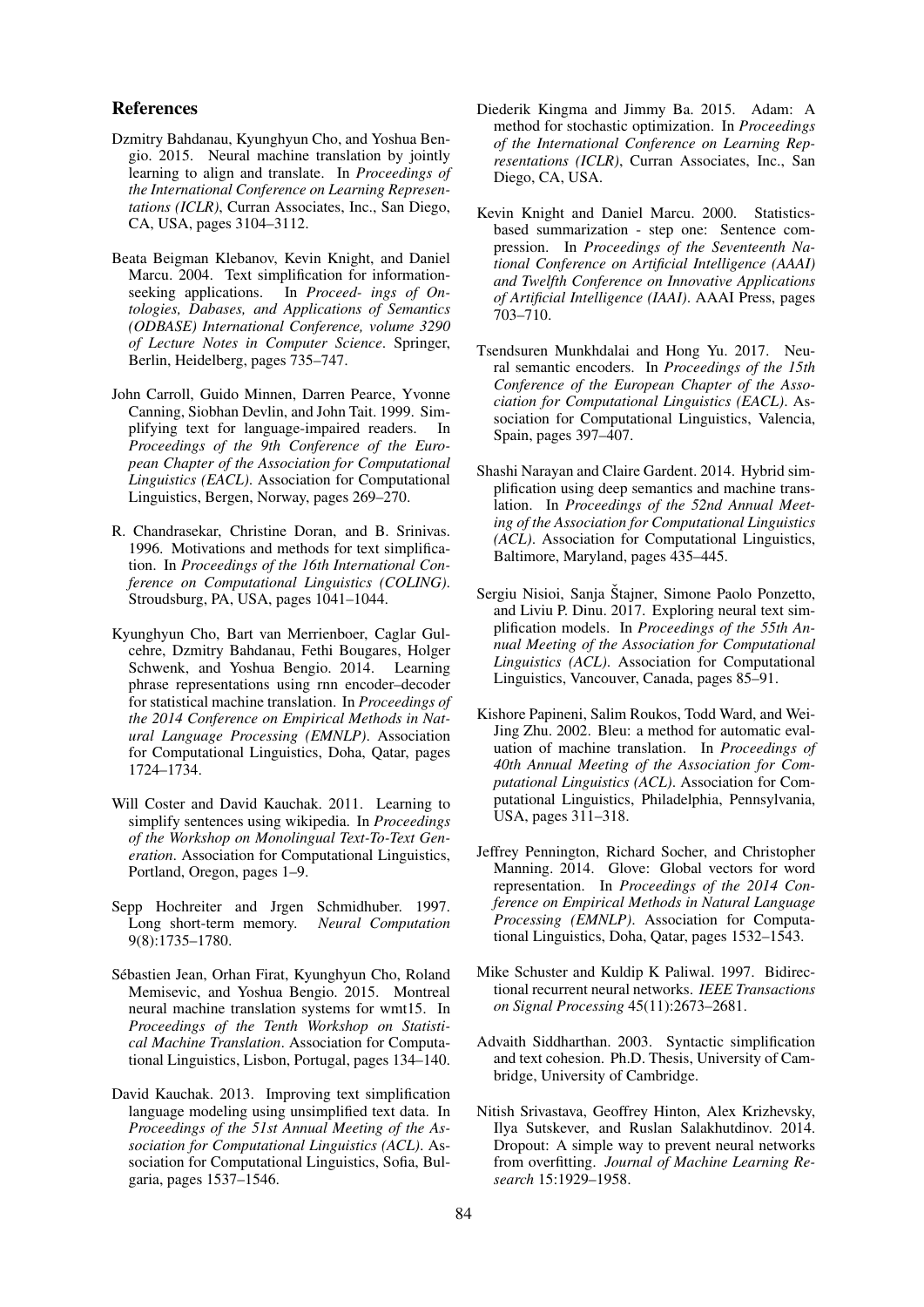## References

Dzmitry Bahdanau, Kyunghyun Cho, and Yoshua Bengio. 2015. Neural machine translation by jointly learning to align and translate. In *Proceedings of the International Conference on Learning Representations (ICLR)*, Curran Associates, Inc., San Diego, CA, USA, pages 3104–3112.

Beata Beigman Klebanov, Kevin Knight, and Daniel Marcu. 2004. Text simplification for information-seeking applications. In *Proceed- ings of Ontologies, Dabases, and Applications of Semantics (ODBASE) International Conference, volume 3290 of Lecture Notes in Computer Science*. Springer, Berlin, Heidelberg, pages 735–747.

John Carroll, Guido Minnen, Darren Pearce, Yvonne Canning, Siobhan Devlin, and John Tait. 1999. Simplifying text for language-impaired readers. In *Proceedings of the 9th Conference of the European Chapter of the Association for Computational Linguistics (EACL)*. Association for Computational Linguistics, Bergen, Norway, pages 269–270.

R. Chandrasekar, Christine Doran, and B. Srinivas. 1996. Motivations and methods for text simplification. In *Proceedings of the 16th International Conference on Computational Linguistics (COLING)*. Stroudsburg, PA, USA, pages 1041–1044.

Kyunghyun Cho, Bart van Merrienboer, Caglar Gulcehre, Dzmitry Bahdanau, Fethi Bougares, Holger Schwenk, and Yoshua Bengio. 2014. Learning phrase representations using rnn encoder–decoder for statistical machine translation. In *Proceedings of the 2014 Conference on Empirical Methods in Natural Language Processing (EMNLP)*. Association for Computational Linguistics, Doha, Qatar, pages 1724–1734.

Will Coster and David Kauchak. 2011. Learning to simplify sentences using wikipedia. In *Proceedings of the Workshop on Monolingual Text-To-Text Generation*. Association for Computational Linguistics, Portland, Oregon, pages 1–9.

Sepp Hochreiter and Jrgen Schmidhuber. 1997. Long short-term memory. *Neural Computation* 9(8):1735–1780.

Sébastien Jean, Orhan Firat, Kyunghyun Cho, Roland Memisevic, and Yoshua Bengio. 2015. Montreal neural machine translation systems for wmt15. In *Proceedings of the Tenth Workshop on Statistical Machine Translation*. Association for Computational Linguistics, Lisbon, Portugal, pages 134–140.

David Kauchak. 2013. Improving text simplification language modeling using unsimplified text data. In *Proceedings of the 51st Annual Meeting of the Association for Computational Linguistics (ACL)*. Association for Computational Linguistics, Sofia, Bulgaria, pages 1537–1546.

Diederik Kingma and Jimmy Ba. 2015. Adam: A method for stochastic optimization. In *Proceedings of the International Conference on Learning Representations (ICLR)*, Curran Associates, Inc., San Diego, CA, USA.

Kevin Knight and Daniel Marcu. 2000. Statistics-based summarization - step one: Sentence compression. In *Proceedings of the Seventeenth National Conference on Artificial Intelligence (AAAI) and Twelfth Conference on Innovative Applications of Artificial Intelligence (IAAI)*. AAAI Press, pages 703–710.

Tsendsuren Munkhdalai and Hong Yu. 2017. Neural semantic encoders. In *Proceedings of the 15th Conference of the European Chapter of the Association for Computational Linguistics (EACL)*. Association for Computational Linguistics, Valencia, Spain, pages 397–407.

Shashi Narayan and Claire Gardent. 2014. Hybrid simplification using deep semantics and machine translation. In *Proceedings of the 52nd Annual Meeting of the Association for Computational Linguistics (ACL)*. Association for Computational Linguistics, Baltimore, Maryland, pages 435–445.

Sergiu Nisioi, Sanja Štajner, Simone Paolo Ponzetto, and Liviu P. Dinu. 2017. Exploring neural text simplification models. In *Proceedings of the 55th Annual Meeting of the Association for Computational Linguistics (ACL)*. Association for Computational Linguistics, Vancouver, Canada, pages 85–91.

Kishore Papineni, Salim Roukos, Todd Ward, and Wei-Jing Zhu. 2002. Bleu: a method for automatic evaluation of machine translation. In *Proceedings of 40th Annual Meeting of the Association for Computational Linguistics (ACL)*. Association for Computational Linguistics, Philadelphia, Pennsylvania, USA, pages 311–318.

Jeffrey Pennington, Richard Socher, and Christopher Manning. 2014. Glove: Global vectors for word representation. In *Proceedings of the 2014 Conference on Empirical Methods in Natural Language Processing (EMNLP)*. Association for Computational Linguistics, Doha, Qatar, pages 1532–1543.

Mike Schuster and Kuldip K Paliwal. 1997. Bidirectional recurrent neural networks. *IEEE Transactions on Signal Processing* 45(11):2673–2681.

Advaith Siddharthan. 2003. Syntactic simplification and text cohesion. Ph.D. Thesis, University of Cambridge, University of Cambridge.

Nitish Srivastava, Geoffrey Hinton, Alex Krizhevsky, Ilya Sutskever, and Ruslan Salakhutdinov. 2014. Dropout: A simple way to prevent neural networks from overfitting. *Journal of Machine Learning Research* 15:1929–1958.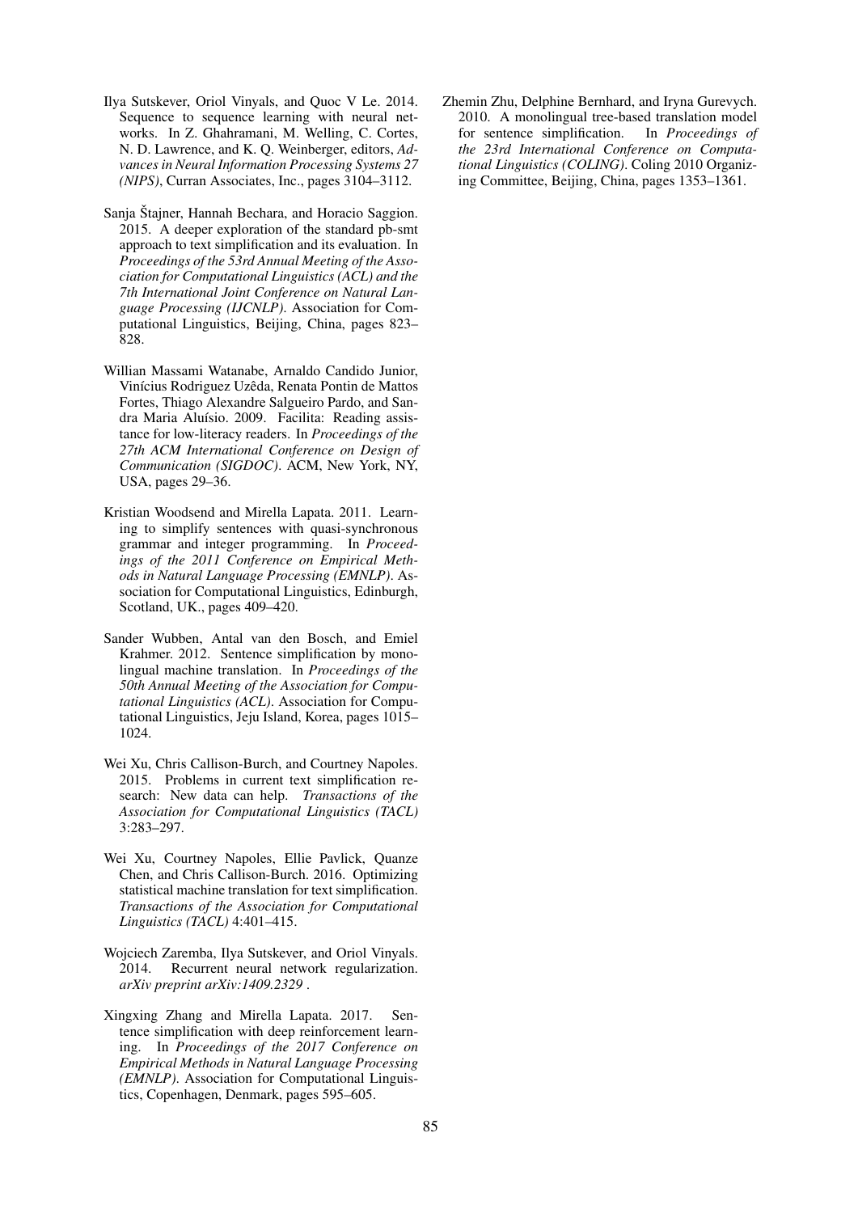Ilya Sutskever, Oriol Vinyals, and Quoc V Le. 2014. Sequence to sequence learning with neural networks. In Z. Ghahramani, M. Welling, C. Cortes, N. D. Lawrence, and K. Q. Weinberger, editors, *Advances in Neural Information Processing Systems 27 (NIPS)*, Curran Associates, Inc., pages 3104–3112.

Sanja Štajner, Hannah Bechara, and Horacio Saggion. 2015. A deeper exploration of the standard pb-smt approach to text simplification and its evaluation. In *Proceedings of the 53rd Annual Meeting of the Association for Computational Linguistics (ACL) and the 7th International Joint Conference on Natural Language Processing (IJCNLP)*. Association for Computational Linguistics, Beijing, China, pages 823–828.

Willian Massami Watanabe, Arnaldo Candido Junior, Vinícius Rodriguez Uzêda, Renata Pontin de Mattos Fortes, Thiago Alexandre Salgueiro Pardo, and Sandra Maria Aluísio. 2009. Facilita: Reading assistance for low-literacy readers. In *Proceedings of the 27th ACM International Conference on Design of Communication (SIGDOC)*. ACM, New York, NY, USA, pages 29–36.

Kristian Woodsend and Mirella Lapata. 2011. Learning to simplify sentences with quasi-synchronous grammar and integer programming. In *Proceedings of the 2011 Conference on Empirical Methods in Natural Language Processing (EMNLP)*. Association for Computational Linguistics, Edinburgh, Scotland, UK., pages 409–420.

Sander Wubben, Antal van den Bosch, and Emiel Krahmer. 2012. Sentence simplification by monolingual machine translation. In *Proceedings of the 50th Annual Meeting of the Association for Computational Linguistics (ACL)*. Association for Computational Linguistics, Jeju Island, Korea, pages 1015–1024.

Wei Xu, Chris Callison-Burch, and Courtney Napoles. 2015. Problems in current text simplification research: New data can help. *Transactions of the Association for Computational Linguistics (TACL)* 3:283–297.

Wei Xu, Courtney Napoles, Ellie Pavlick, Quanze Chen, and Chris Callison-Burch. 2016. Optimizing statistical machine translation for text simplification. *Transactions of the Association for Computational Linguistics (TACL)* 4:401–415.

Wojciech Zaremba, Ilya Sutskever, and Oriol Vinyals. 2014. Recurrent neural network regularization. *arXiv preprint arXiv:1409.2329* .

Xingxing Zhang and Mirella Lapata. 2017. Sentence simplification with deep reinforcement learning. In *Proceedings of the 2017 Conference on Empirical Methods in Natural Language Processing (EMNLP)*. Association for Computational Linguistics, Copenhagen, Denmark, pages 595–605.

Zhemin Zhu, Delphine Bernhard, and Iryna Gurevych. 2010. A monolingual tree-based translation model for sentence simplification. In *Proceedings of the 23rd International Conference on Computational Linguistics (COLING)*. Coling 2010 Organizing Committee, Beijing, China, pages 1353–1361.